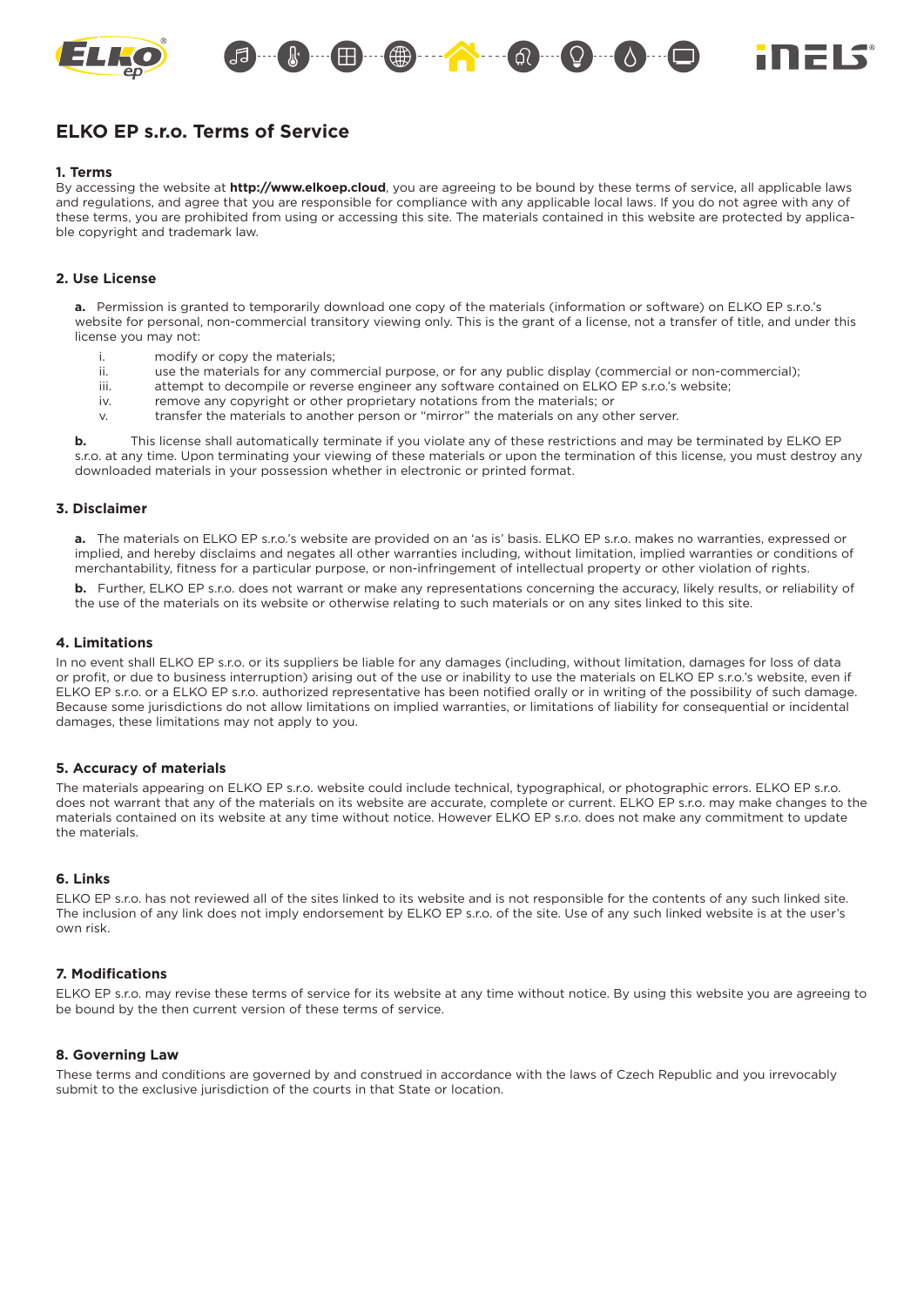# ELKO EP s.r.o. Terms of Service

### 1. Terms

By accessing the website at **http://www.elkoep.cloud**, you are agreeing to be bound by these terms of service, all applicable laws and regulations, and agree that you are responsible for compliance with any applicable local laws. If you do not agree with any of these terms, you are prohibited from using or accessing this site. The materials contained in this website are protected by applicable copyright and trademark law.

### 2. Use License

**a.** Permission is granted to temporarily download one copy of the materials (information or software) on ELKO EP s.r.o.'s website for personal, non-commercial transitory viewing only. This is the grant of a license, not a transfer of title, and under this license you may not:

- i. modify or copy the materials;
- ii. use the materials for any commercial purpose, or for any public display (commercial or non-commercial);
- iii. attempt to decompile or reverse engineer any software contained on ELKO EP s.r.o.'s website;
- iv. remove any copyright or other proprietary notations from the materials; or
- v. transfer the materials to another person or "mirror" the materials on any other server.

**b.** This license shall automatically terminate if you violate any of these restrictions and may be terminated by ELKO EP s.r.o. at any time. Upon terminating your viewing of these materials or upon the termination of this license, you must destroy any downloaded materials in your possession whether in electronic or printed format.

### 3. Disclaimer

**a.** The materials on ELKO EP s.r.o.'s website are provided on an 'as is' basis. ELKO EP s.r.o. makes no warranties, expressed or implied, and hereby disclaims and negates all other warranties including, without limitation, implied warranties or conditions of merchantability, fitness for a particular purpose, or non-infringement of intellectual property or other violation of rights.

**b.** Further, ELKO EP s.r.o. does not warrant or make any representations concerning the accuracy, likely results, or reliability of the use of the materials on its website or otherwise relating to such materials or on any sites linked to this site.

### 4. Limitations

In no event shall ELKO EP s.r.o. or its suppliers be liable for any damages (including, without limitation, damages for loss of data or profit, or due to business interruption) arising out of the use or inability to use the materials on ELKO EP s.r.o.'s website, even if ELKO EP s.r.o. or a ELKO EP s.r.o. authorized representative has been notified orally or in writing of the possibility of such damage. Because some jurisdictions do not allow limitations on implied warranties, or limitations of liability for consequential or incidental damages, these limitations may not apply to you.

### 5. Accuracy of materials

The materials appearing on ELKO EP s.r.o. website could include technical, typographical, or photographic errors. ELKO EP s.r.o. does not warrant that any of the materials on its website are accurate, complete or current. ELKO EP s.r.o. may make changes to the materials contained on its website at any time without notice. However ELKO EP s.r.o. does not make any commitment to update the materials.

### 6. Links

ELKO EP s.r.o. has not reviewed all of the sites linked to its website and is not responsible for the contents of any such linked site. The inclusion of any link does not imply endorsement by ELKO EP s.r.o. of the site. Use of any such linked website is at the user's own risk.

### 7. Modifications

ELKO EP s.r.o. may revise these terms of service for its website at any time without notice. By using this website you are agreeing to be bound by the then current version of these terms of service.

### 8. Governing Law

These terms and conditions are governed by and construed in accordance with the laws of Czech Republic and you irrevocably submit to the exclusive jurisdiction of the courts in that State or location.